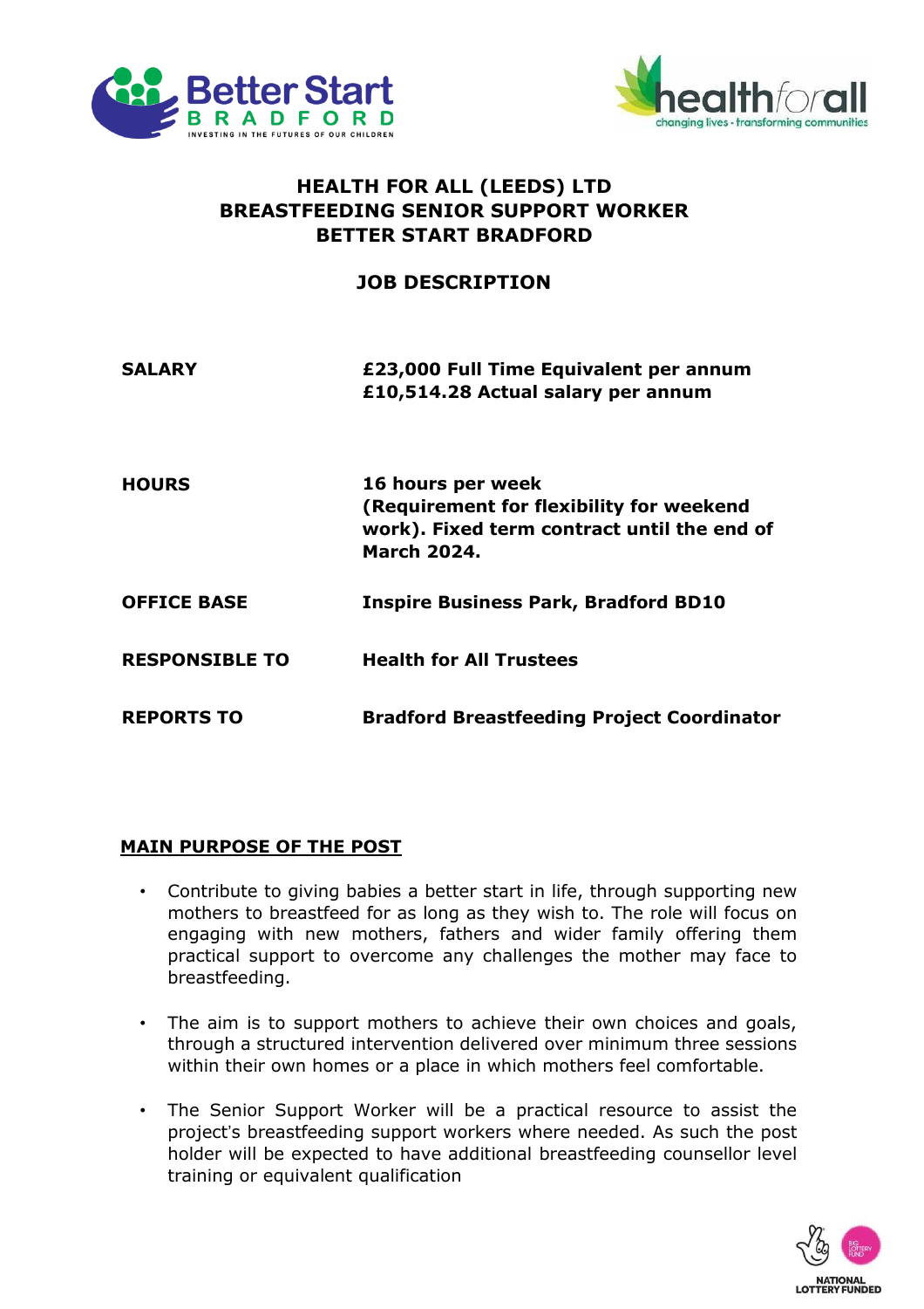# HEALTH FOR ALL (LEEDS) LTD
# BREASTFEEDING SENIOR SUPPORT WORKER
# BETTER START BRADFORD

## JOB DESCRIPTION

| | |
|---|---|
| **SALARY** | **£23,000 Full Time Equivalent per annum**<br>**£10,514.28 Actual salary per annum** |
| **HOURS** | **16 hours per week (Requirement for flexibility for weekend work). Fixed term contract until the end of March 2024.** |
| **OFFICE BASE** | **Inspire Business Park, Bradford BD10** |
| **RESPONSIBLE TO** | **Health for All Trustees** |
| **REPORTS TO** | **Bradford Breastfeeding Project Coordinator** |

## MAIN PURPOSE OF THE POST

- Contribute to giving babies a better start in life, through supporting new mothers to breastfeed for as long as they wish to. The role will focus on engaging with new mothers, fathers and wider family offering them practical support to overcome any challenges the mother may face to breastfeeding.

- The aim is to support mothers to achieve their own choices and goals, through a structured intervention delivered over minimum three sessions within their own homes or a place in which mothers feel comfortable.

- The Senior Support Worker will be a practical resource to assist the project's breastfeeding support workers where needed. As such the post holder will be expected to have additional breastfeeding counsellor level training or equivalent qualification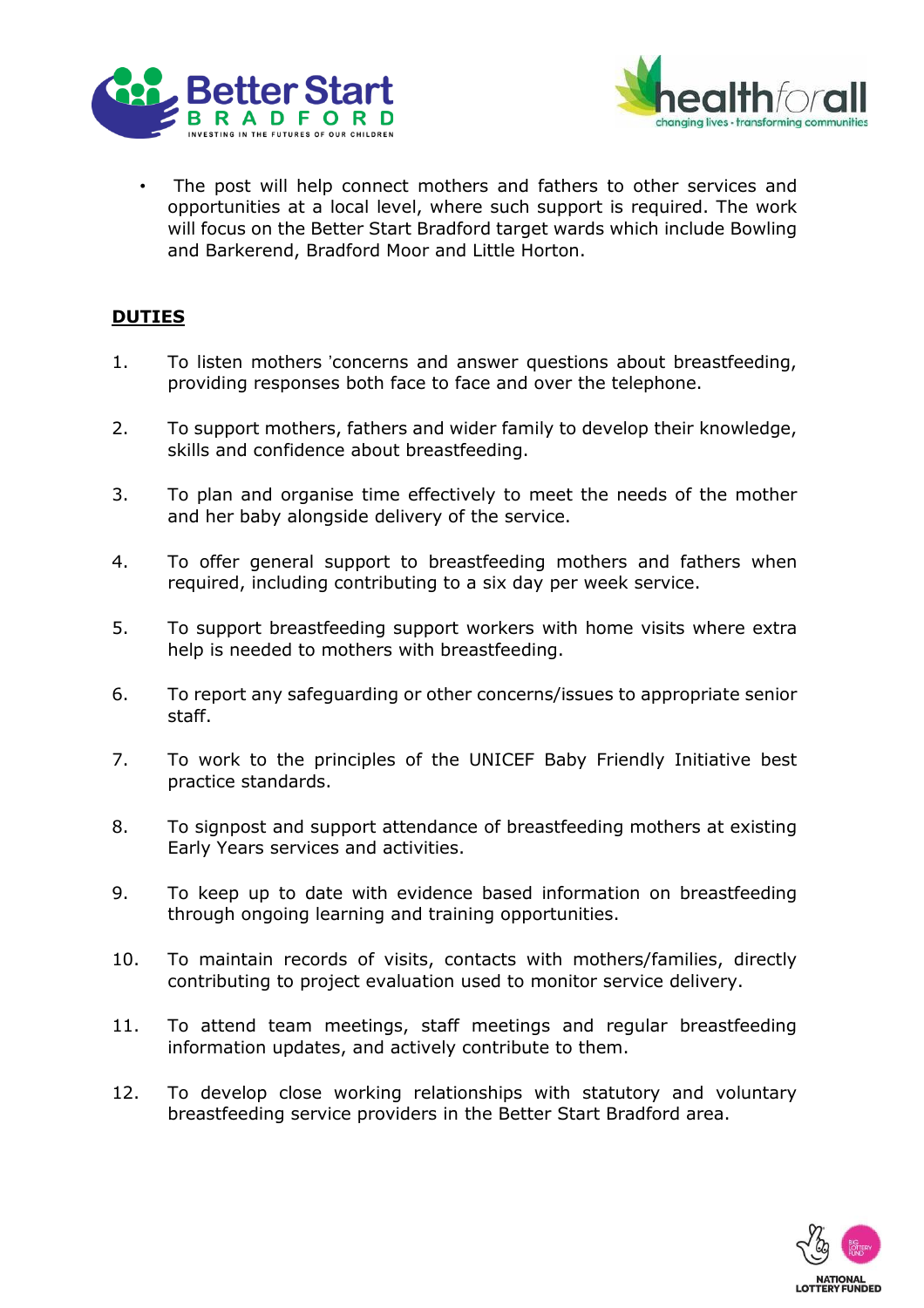- The post will help connect mothers and fathers to other services and opportunities at a local level, where such support is required. The work will focus on the Better Start Bradford target wards which include Bowling and Barkerend, Bradford Moor and Little Horton.

## DUTIES

1. To listen mothers 'concerns and answer questions about breastfeeding, providing responses both face to face and over the telephone.

2. To support mothers, fathers and wider family to develop their knowledge, skills and confidence about breastfeeding.

3. To plan and organise time effectively to meet the needs of the mother and her baby alongside delivery of the service.

4. To offer general support to breastfeeding mothers and fathers when required, including contributing to a six day per week service.

5. To support breastfeeding support workers with home visits where extra help is needed to mothers with breastfeeding.

6. To report any safeguarding or other concerns/issues to appropriate senior staff.

7. To work to the principles of the UNICEF Baby Friendly Initiative best practice standards.

8. To signpost and support attendance of breastfeeding mothers at existing Early Years services and activities.

9. To keep up to date with evidence based information on breastfeeding through ongoing learning and training opportunities.

10. To maintain records of visits, contacts with mothers/families, directly contributing to project evaluation used to monitor service delivery.

11. To attend team meetings, staff meetings and regular breastfeeding information updates, and actively contribute to them.

12. To develop close working relationships with statutory and voluntary breastfeeding service providers in the Better Start Bradford area.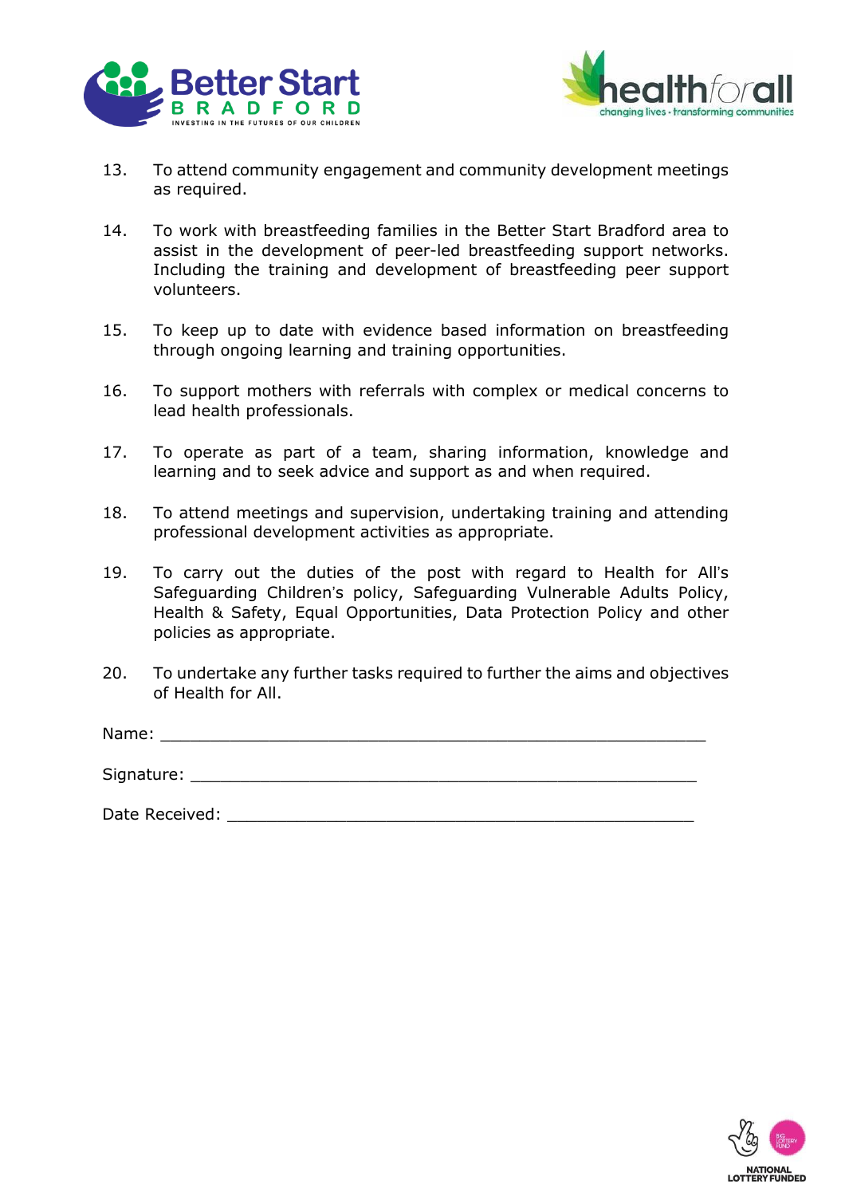13. To attend community engagement and community development meetings as required.

14. To work with breastfeeding families in the Better Start Bradford area to assist in the development of peer-led breastfeeding support networks. Including the training and development of breastfeeding peer support volunteers.

15. To keep up to date with evidence based information on breastfeeding through ongoing learning and training opportunities.

16. To support mothers with referrals with complex or medical concerns to lead health professionals.

17. To operate as part of a team, sharing information, knowledge and learning and to seek advice and support as and when required.

18. To attend meetings and supervision, undertaking training and attending professional development activities as appropriate.

19. To carry out the duties of the post with regard to Health for All's Safeguarding Children's policy, Safeguarding Vulnerable Adults Policy, Health & Safety, Equal Opportunities, Data Protection Policy and other policies as appropriate.

20. To undertake any further tasks required to further the aims and objectives of Health for All.

Name: ___________________________________________________

Signature: ________________________________________________

Date Received: _____________________________________________